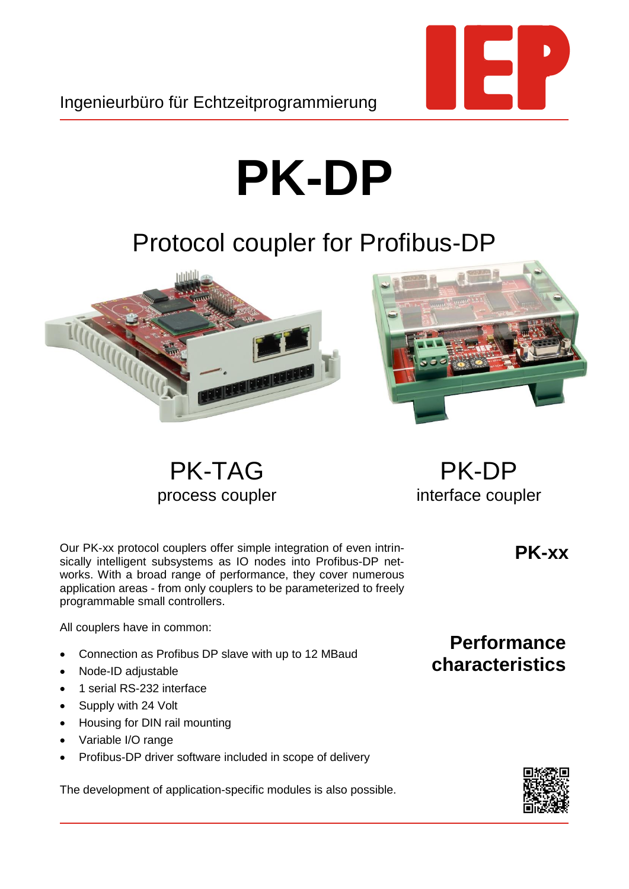Ingenieurbüro für Echtzeitprogrammierung

# PK-DP

## Protocol coupler for Profibus-DP

PK-TAG
process coupler

PK-DP
interface coupler

### PK-xx

Our PK-xx protocol couplers offer simple integration of even intrinsically intelligent subsystems as IO nodes into Profibus-DP networks. With a broad range of performance, they cover numerous application areas - from only couplers to be parameterized to freely programmable small controllers.

### Performance characteristics

All couplers have in common:

- Connection as Profibus DP slave with up to 12 MBaud
- Node-ID adjustable
- 1 serial RS-232 interface
- Supply with 24 Volt
- Housing for DIN rail mounting
- Variable I/O range
- Profibus-DP driver software included in scope of delivery

The development of application-specific modules is also possible.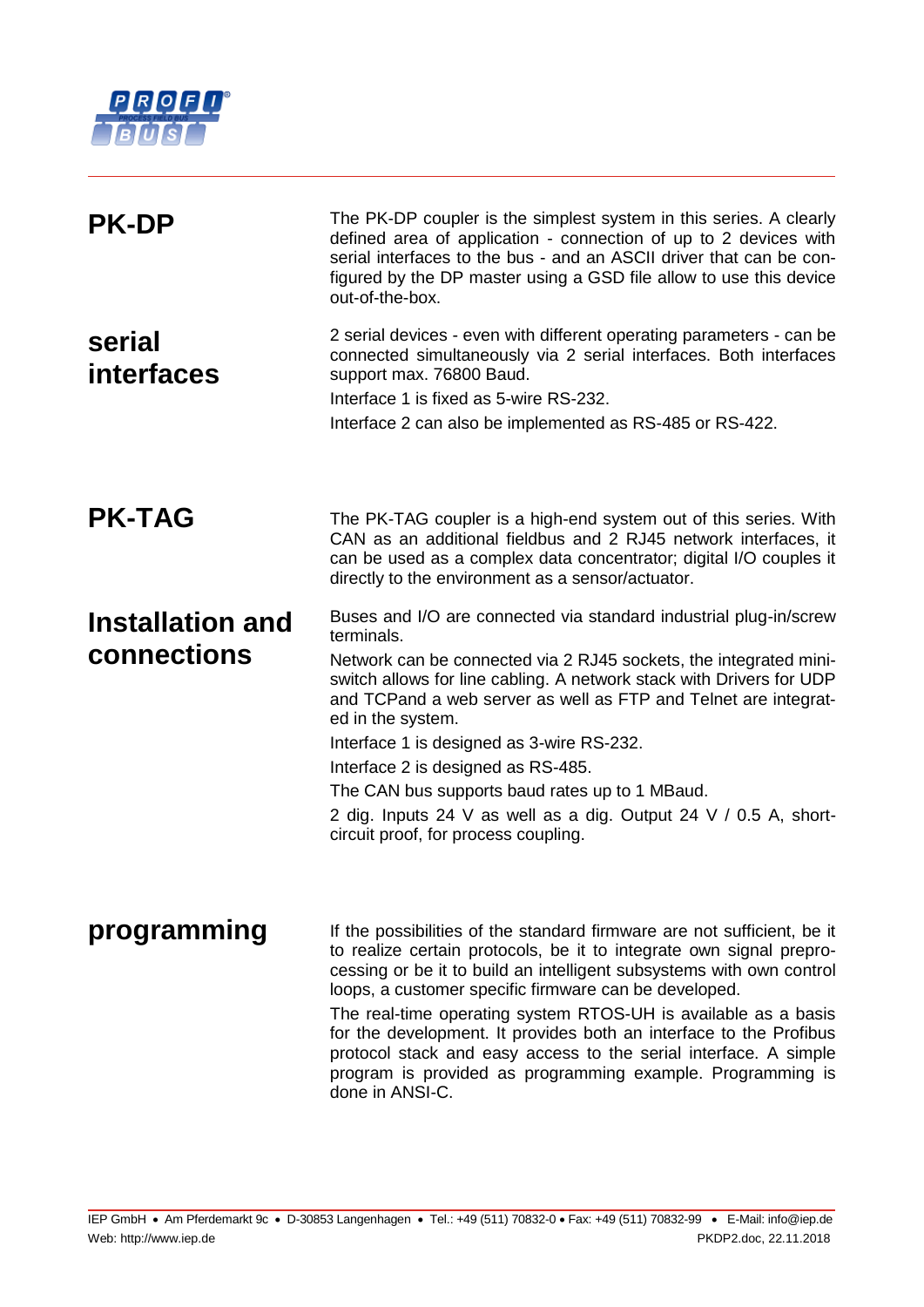## PK-DP

The PK-DP coupler is the simplest system in this series. A clearly defined area of application - connection of up to 2 devices with serial interfaces to the bus - and an ASCII driver that can be configured by the DP master using a GSD file allow to use this device out-of-the-box.

## serial interfaces

2 serial devices - even with different operating parameters - can be connected simultaneously via 2 serial interfaces. Both interfaces support max. 76800 Baud.

Interface 1 is fixed as 5-wire RS-232.

Interface 2 can also be implemented as RS-485 or RS-422.

## PK-TAG

The PK-TAG coupler is a high-end system out of this series. With CAN as an additional fieldbus and 2 RJ45 network interfaces, it can be used as a complex data concentrator; digital I/O couples it directly to the environment as a sensor/actuator.

## Installation and connections

Buses and I/O are connected via standard industrial plug-in/screw terminals.

Network can be connected via 2 RJ45 sockets, the integrated mini-switch allows for line cabling. A network stack with Drivers for UDP and TCPand a web server as well as FTP and Telnet are integrated in the system.

Interface 1 is designed as 3-wire RS-232.

Interface 2 is designed as RS-485.

The CAN bus supports baud rates up to 1 MBaud.

2 dig. Inputs 24 V as well as a dig. Output 24 V / 0.5 A, short-circuit proof, for process coupling.

## programming

If the possibilities of the standard firmware are not sufficient, be it to realize certain protocols, be it to integrate own signal preprocessing or be it to build an intelligent subsystems with own control loops, a customer specific firmware can be developed.

The real-time operating system RTOS-UH is available as a basis for the development. It provides both an interface to the Profibus protocol stack and easy access to the serial interface. A simple program is provided as programming example. Programming is done in ANSI-C.

IEP GmbH • Am Pferdemarkt 9c • D-30853 Langenhagen • Tel.: +49 (511) 70832-0 • Fax: +49 (511) 70832-99 • E-Mail: info@iep.de
Web: http://www.iep.de